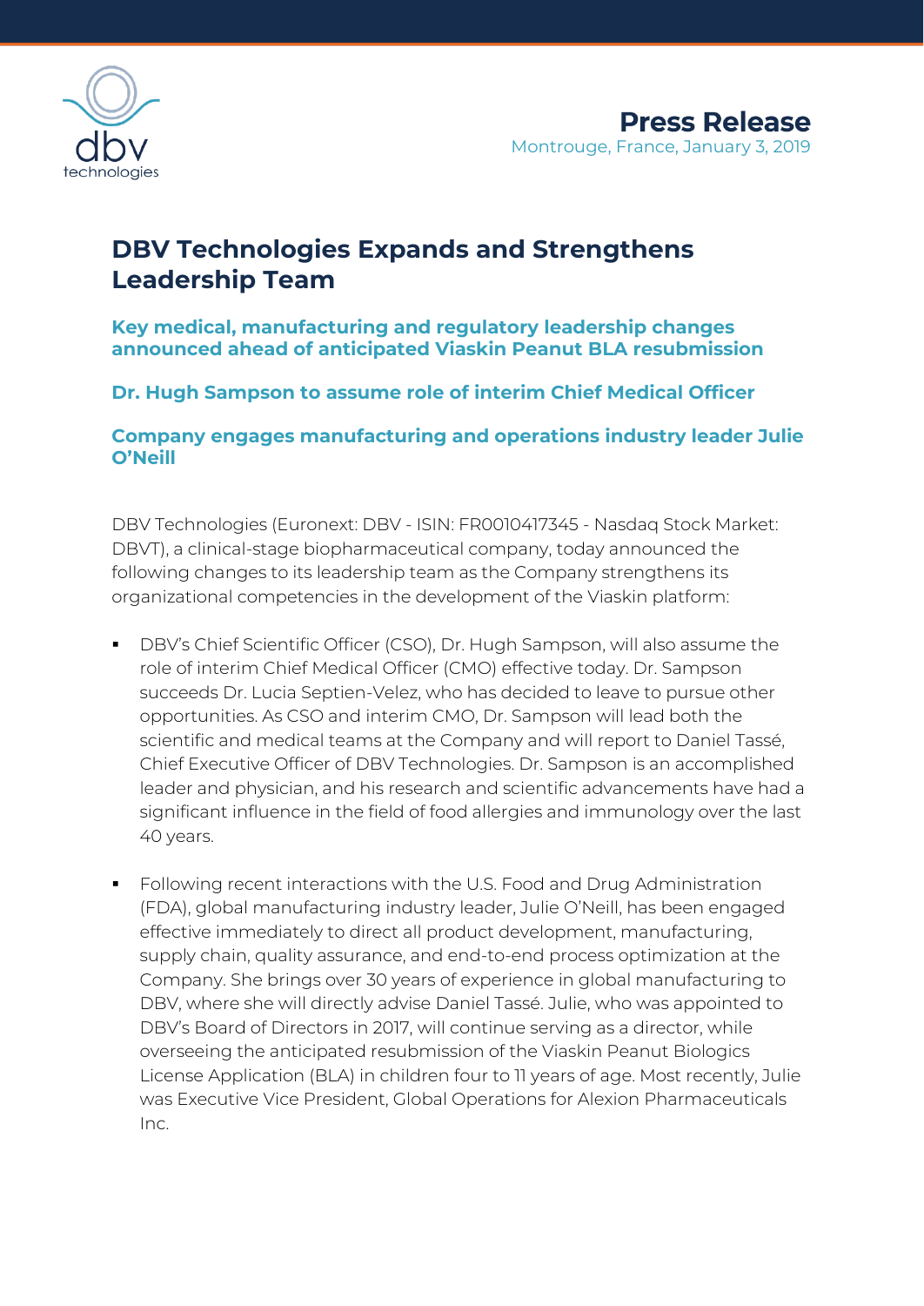**Press Release**
Montrouge, France, January 3, 2019

# DBV Technologies Expands and Strengthens Leadership Team

## Key medical, manufacturing and regulatory leadership changes announced ahead of anticipated Viaskin Peanut BLA resubmission

## Dr. Hugh Sampson to assume role of interim Chief Medical Officer

## Company engages manufacturing and operations industry leader Julie O'Neill

DBV Technologies (Euronext: DBV - ISIN: FR0010417345 - Nasdaq Stock Market: DBVT), a clinical-stage biopharmaceutical company, today announced the following changes to its leadership team as the Company strengthens its organizational competencies in the development of the Viaskin platform:

- DBV's Chief Scientific Officer (CSO), Dr. Hugh Sampson, will also assume the role of interim Chief Medical Officer (CMO) effective today. Dr. Sampson succeeds Dr. Lucia Septien-Velez, who has decided to leave to pursue other opportunities. As CSO and interim CMO, Dr. Sampson will lead both the scientific and medical teams at the Company and will report to Daniel Tassé, Chief Executive Officer of DBV Technologies. Dr. Sampson is an accomplished leader and physician, and his research and scientific advancements have had a significant influence in the field of food allergies and immunology over the last 40 years.

- Following recent interactions with the U.S. Food and Drug Administration (FDA), global manufacturing industry leader, Julie O'Neill, has been engaged effective immediately to direct all product development, manufacturing, supply chain, quality assurance, and end-to-end process optimization at the Company. She brings over 30 years of experience in global manufacturing to DBV, where she will directly advise Daniel Tassé. Julie, who was appointed to DBV's Board of Directors in 2017, will continue serving as a director, while overseeing the anticipated resubmission of the Viaskin Peanut Biologics License Application (BLA) in children four to 11 years of age. Most recently, Julie was Executive Vice President, Global Operations for Alexion Pharmaceuticals Inc.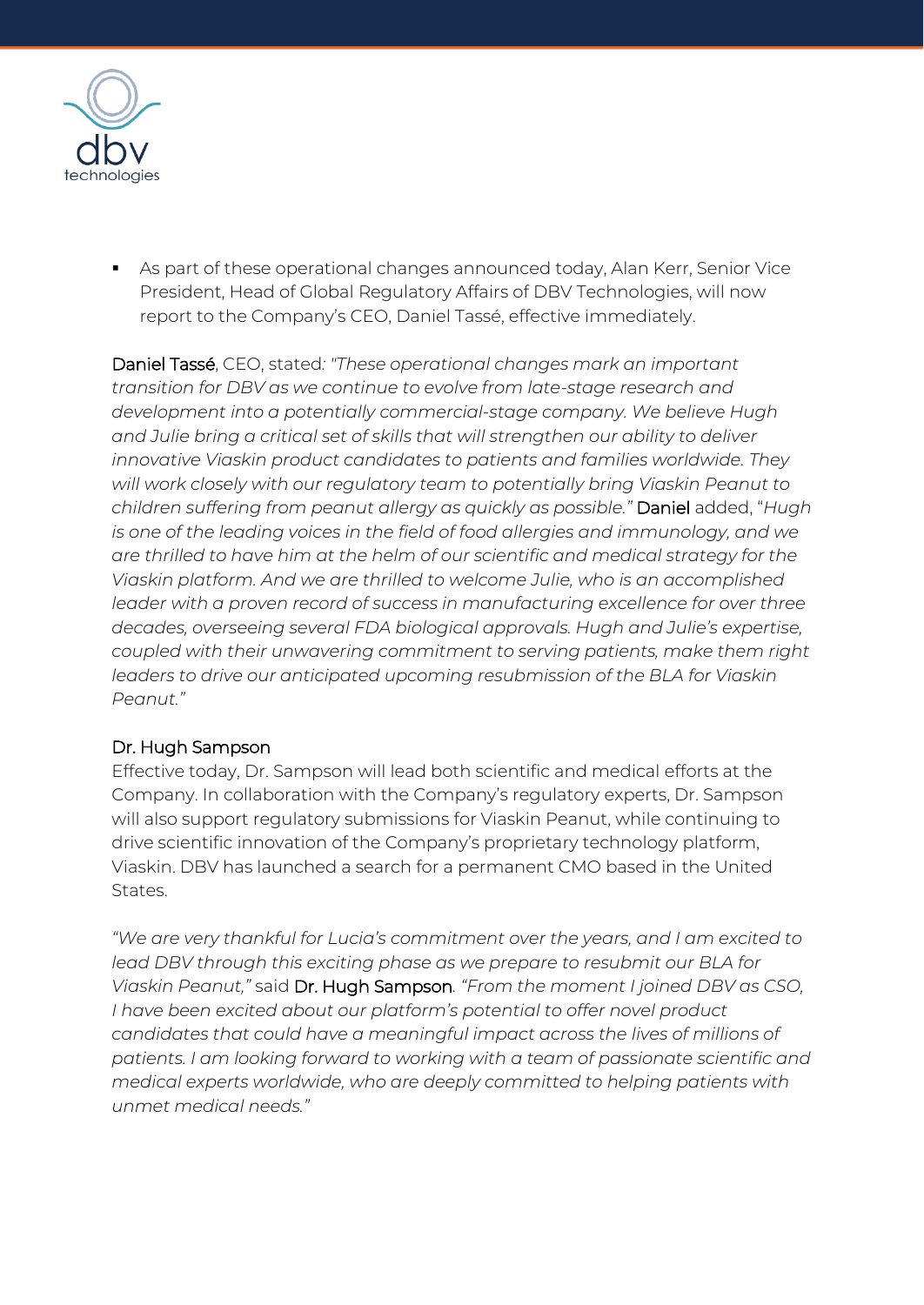- As part of these operational changes announced today, Alan Kerr, Senior Vice President, Head of Global Regulatory Affairs of DBV Technologies, will now report to the Company's CEO, Daniel Tassé, effective immediately.

Daniel Tassé, CEO, stated*: "These operational changes mark an important transition for DBV as we continue to evolve from late-stage research and development into a potentially commercial-stage company. We believe Hugh and Julie bring a critical set of skills that will strengthen our ability to deliver innovative Viaskin product candidates to patients and families worldwide. They will work closely with our regulatory team to potentially bring Viaskin Peanut to children suffering from peanut allergy as quickly as possible."* Daniel added, "*Hugh is one of the leading voices in the field of food allergies and immunology, and we are thrilled to have him at the helm of our scientific and medical strategy for the Viaskin platform. And we are thrilled to welcome Julie, who is an accomplished leader with a proven record of success in manufacturing excellence for over three decades, overseeing several FDA biological approvals. Hugh and Julie's expertise, coupled with their unwavering commitment to serving patients, make them right leaders to drive our anticipated upcoming resubmission of the BLA for Viaskin Peanut."*

### Dr. Hugh Sampson

Effective today, Dr. Sampson will lead both scientific and medical efforts at the Company. In collaboration with the Company's regulatory experts, Dr. Sampson will also support regulatory submissions for Viaskin Peanut, while continuing to drive scientific innovation of the Company's proprietary technology platform, Viaskin. DBV has launched a search for a permanent CMO based in the United States.

*"We are very thankful for Lucia's commitment over the years, and I am excited to lead DBV through this exciting phase as we prepare to resubmit our BLA for Viaskin Peanut,"* said Dr. Hugh Sampson*. "From the moment I joined DBV as CSO, I have been excited about our platform's potential to offer novel product candidates that could have a meaningful impact across the lives of millions of patients. I am looking forward to working with a team of passionate scientific and medical experts worldwide, who are deeply committed to helping patients with unmet medical needs."*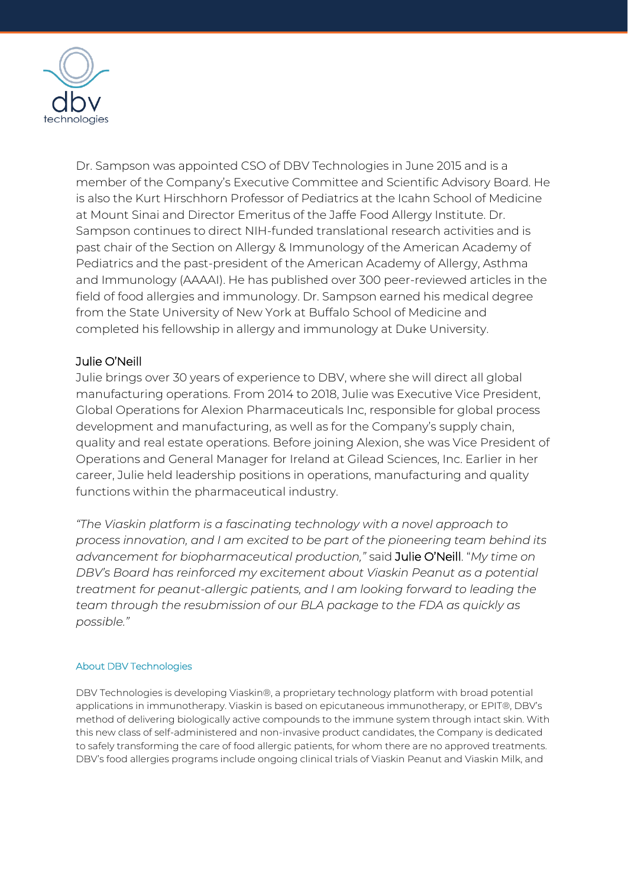Dr. Sampson was appointed CSO of DBV Technologies in June 2015 and is a member of the Company's Executive Committee and Scientific Advisory Board. He is also the Kurt Hirschhorn Professor of Pediatrics at the Icahn School of Medicine at Mount Sinai and Director Emeritus of the Jaffe Food Allergy Institute. Dr. Sampson continues to direct NIH-funded translational research activities and is past chair of the Section on Allergy & Immunology of the American Academy of Pediatrics and the past-president of the American Academy of Allergy, Asthma and Immunology (AAAAI). He has published over 300 peer-reviewed articles in the field of food allergies and immunology. Dr. Sampson earned his medical degree from the State University of New York at Buffalo School of Medicine and completed his fellowship in allergy and immunology at Duke University.

### Julie O'Neill

Julie brings over 30 years of experience to DBV, where she will direct all global manufacturing operations. From 2014 to 2018, Julie was Executive Vice President, Global Operations for Alexion Pharmaceuticals Inc, responsible for global process development and manufacturing, as well as for the Company's supply chain, quality and real estate operations. Before joining Alexion, she was Vice President of Operations and General Manager for Ireland at Gilead Sciences, Inc. Earlier in her career, Julie held leadership positions in operations, manufacturing and quality functions within the pharmaceutical industry.

*"The Viaskin platform is a fascinating technology with a novel approach to process innovation, and I am excited to be part of the pioneering team behind its advancement for biopharmaceutical production,"* said Julie O'Neill. "*My time on DBV's Board has reinforced my excitement about Viaskin Peanut as a potential treatment for peanut-allergic patients, and I am looking forward to leading the team through the resubmission of our BLA package to the FDA as quickly as possible."*

#### About DBV Technologies

DBV Technologies is developing Viaskin®, a proprietary technology platform with broad potential applications in immunotherapy. Viaskin is based on epicutaneous immunotherapy, or EPIT®, DBV's method of delivering biologically active compounds to the immune system through intact skin. With this new class of self-administered and non-invasive product candidates, the Company is dedicated to safely transforming the care of food allergic patients, for whom there are no approved treatments. DBV's food allergies programs include ongoing clinical trials of Viaskin Peanut and Viaskin Milk, and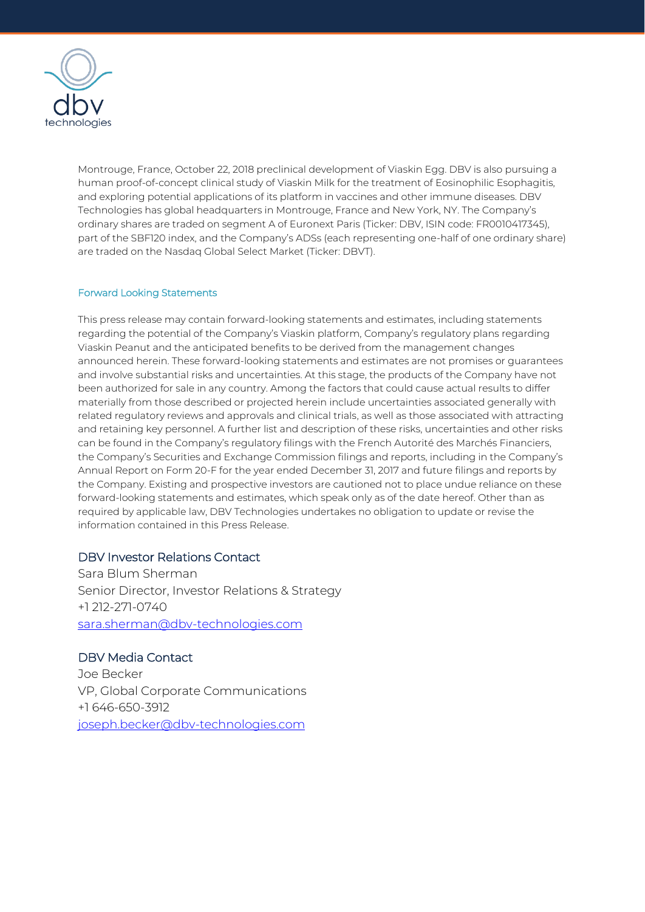Montrouge, France, October 22, 2018 preclinical development of Viaskin Egg. DBV is also pursuing a human proof-of-concept clinical study of Viaskin Milk for the treatment of Eosinophilic Esophagitis, and exploring potential applications of its platform in vaccines and other immune diseases. DBV Technologies has global headquarters in Montrouge, France and New York, NY. The Company's ordinary shares are traded on segment A of Euronext Paris (Ticker: DBV, ISIN code: FR0010417345), part of the SBF120 index, and the Company's ADSs (each representing one-half of one ordinary share) are traded on the Nasdaq Global Select Market (Ticker: DBVT).

### Forward Looking Statements

This press release may contain forward-looking statements and estimates, including statements regarding the potential of the Company's Viaskin platform, Company's regulatory plans regarding Viaskin Peanut and the anticipated benefits to be derived from the management changes announced herein. These forward-looking statements and estimates are not promises or guarantees and involve substantial risks and uncertainties. At this stage, the products of the Company have not been authorized for sale in any country. Among the factors that could cause actual results to differ materially from those described or projected herein include uncertainties associated generally with related regulatory reviews and approvals and clinical trials, as well as those associated with attracting and retaining key personnel. A further list and description of these risks, uncertainties and other risks can be found in the Company's regulatory filings with the French Autorité des Marchés Financiers, the Company's Securities and Exchange Commission filings and reports, including in the Company's Annual Report on Form 20-F for the year ended December 31, 2017 and future filings and reports by the Company. Existing and prospective investors are cautioned not to place undue reliance on these forward-looking statements and estimates, which speak only as of the date hereof. Other than as required by applicable law, DBV Technologies undertakes no obligation to update or revise the information contained in this Press Release.

### DBV Investor Relations Contact

Sara Blum Sherman
Senior Director, Investor Relations & Strategy
+1 212-271-0740
sara.sherman@dbv-technologies.com

### DBV Media Contact

Joe Becker
VP, Global Corporate Communications
+1 646-650-3912
joseph.becker@dbv-technologies.com